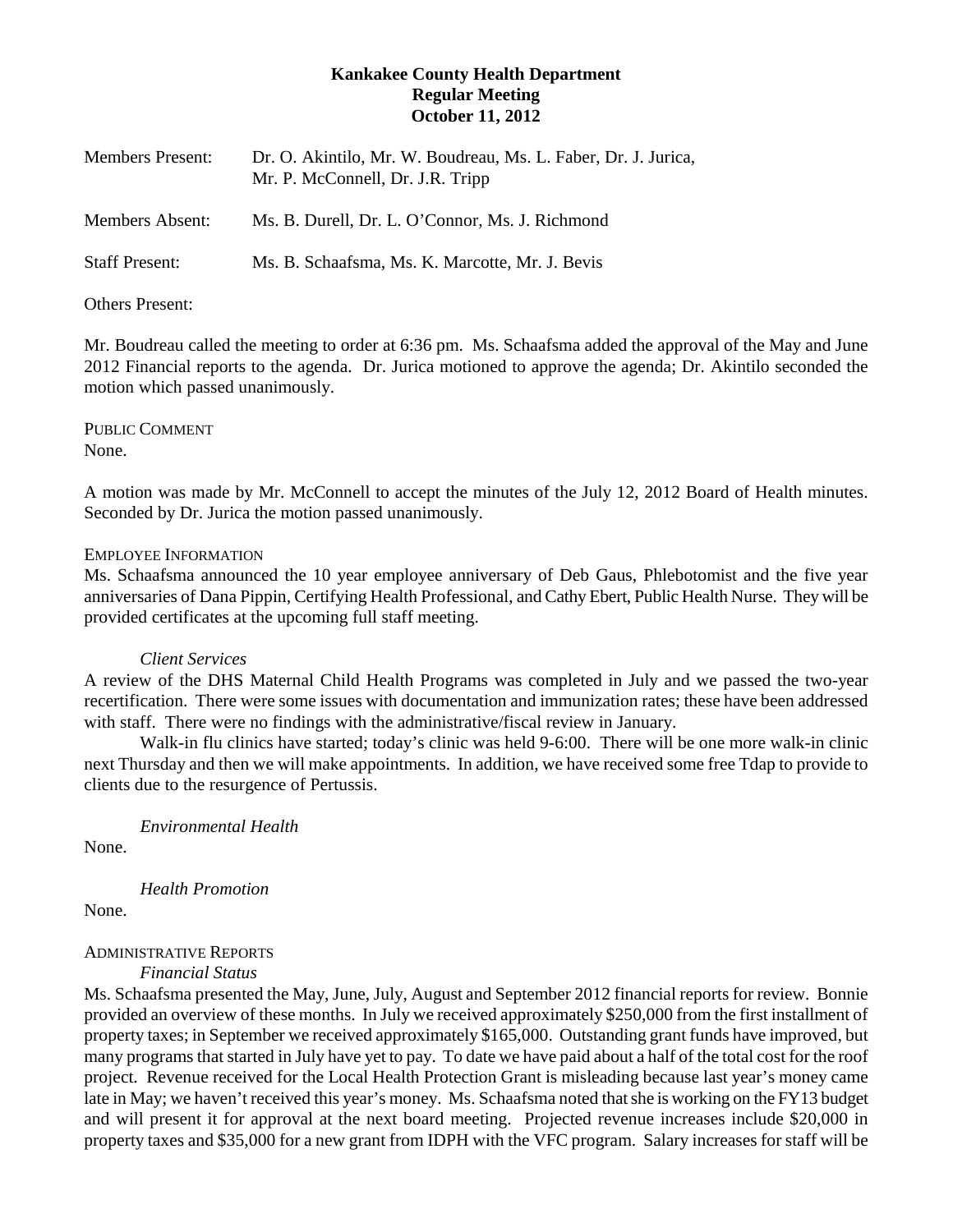**Kankakee County Health Department**
**Regular Meeting**
**October 11, 2012**

Members Present: Dr. O. Akintilo, Mr. W. Boudreau, Ms. L. Faber, Dr. J. Jurica, Mr. P. McConnell, Dr. J.R. Tripp

Members Absent: Ms. B. Durell, Dr. L. O'Connor, Ms. J. Richmond

Staff Present: Ms. B. Schaafsma, Ms. K. Marcotte, Mr. J. Bevis

Others Present:

Mr. Boudreau called the meeting to order at 6:36 pm. Ms. Schaafsma added the approval of the May and June 2012 Financial reports to the agenda. Dr. Jurica motioned to approve the agenda; Dr. Akintilo seconded the motion which passed unanimously.

PUBLIC COMMENT
None.

A motion was made by Mr. McConnell to accept the minutes of the July 12, 2012 Board of Health minutes. Seconded by Dr. Jurica the motion passed unanimously.

EMPLOYEE INFORMATION
Ms. Schaafsma announced the 10 year employee anniversary of Deb Gaus, Phlebotomist and the five year anniversaries of Dana Pippin, Certifying Health Professional, and Cathy Ebert, Public Health Nurse. They will be provided certificates at the upcoming full staff meeting.

*Client Services*
A review of the DHS Maternal Child Health Programs was completed in July and we passed the two-year recertification. There were some issues with documentation and immunization rates; these have been addressed with staff. There were no findings with the administrative/fiscal review in January.

Walk-in flu clinics have started; today's clinic was held 9-6:00. There will be one more walk-in clinic next Thursday and then we will make appointments. In addition, we have received some free Tdap to provide to clients due to the resurgence of Pertussis.

*Environmental Health*
None.

*Health Promotion*
None.

ADMINISTRATIVE REPORTS
*Financial Status*
Ms. Schaafsma presented the May, June, July, August and September 2012 financial reports for review. Bonnie provided an overview of these months. In July we received approximately $250,000 from the first installment of property taxes; in September we received approximately $165,000. Outstanding grant funds have improved, but many programs that started in July have yet to pay. To date we have paid about a half of the total cost for the roof project. Revenue received for the Local Health Protection Grant is misleading because last year's money came late in May; we haven't received this year's money. Ms. Schaafsma noted that she is working on the FY13 budget and will present it for approval at the next board meeting. Projected revenue increases include $20,000 in property taxes and $35,000 for a new grant from IDPH with the VFC program. Salary increases for staff will be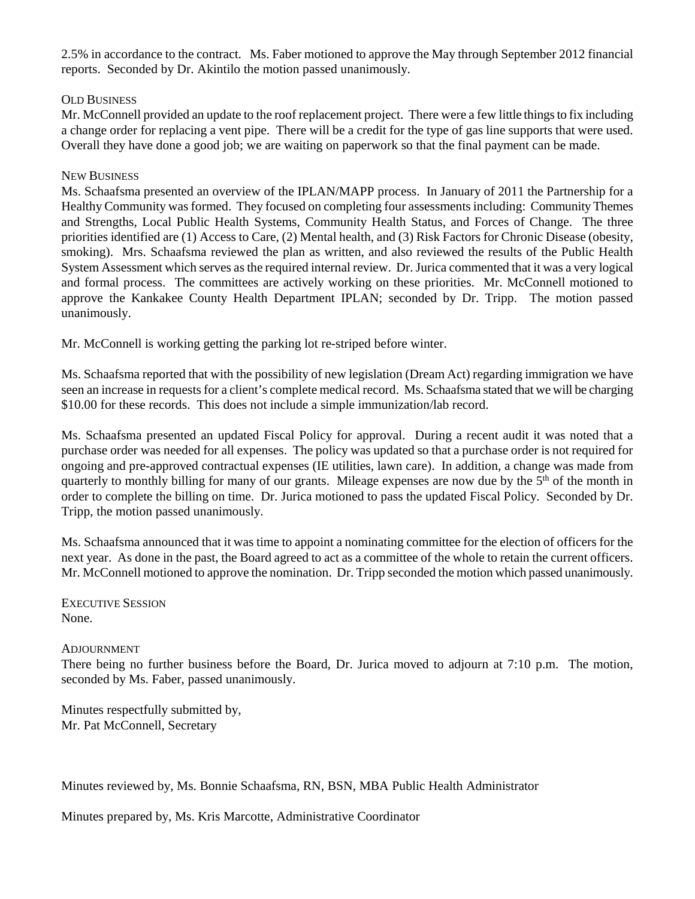2.5% in accordance to the contract. Ms. Faber motioned to approve the May through September 2012 financial reports. Seconded by Dr. Akintilo the motion passed unanimously.

OLD BUSINESS

Mr. McConnell provided an update to the roof replacement project. There were a few little things to fix including a change order for replacing a vent pipe. There will be a credit for the type of gas line supports that were used. Overall they have done a good job; we are waiting on paperwork so that the final payment can be made.

NEW BUSINESS

Ms. Schaafsma presented an overview of the IPLAN/MAPP process. In January of 2011 the Partnership for a Healthy Community was formed. They focused on completing four assessments including: Community Themes and Strengths, Local Public Health Systems, Community Health Status, and Forces of Change. The three priorities identified are (1) Access to Care, (2) Mental health, and (3) Risk Factors for Chronic Disease (obesity, smoking). Mrs. Schaafsma reviewed the plan as written, and also reviewed the results of the Public Health System Assessment which serves as the required internal review. Dr. Jurica commented that it was a very logical and formal process. The committees are actively working on these priorities. Mr. McConnell motioned to approve the Kankakee County Health Department IPLAN; seconded by Dr. Tripp. The motion passed unanimously.

Mr. McConnell is working getting the parking lot re-striped before winter.

Ms. Schaafsma reported that with the possibility of new legislation (Dream Act) regarding immigration we have seen an increase in requests for a client's complete medical record. Ms. Schaafsma stated that we will be charging $10.00 for these records. This does not include a simple immunization/lab record.

Ms. Schaafsma presented an updated Fiscal Policy for approval. During a recent audit it was noted that a purchase order was needed for all expenses. The policy was updated so that a purchase order is not required for ongoing and pre-approved contractual expenses (IE utilities, lawn care). In addition, a change was made from quarterly to monthly billing for many of our grants. Mileage expenses are now due by the 5th of the month in order to complete the billing on time. Dr. Jurica motioned to pass the updated Fiscal Policy. Seconded by Dr. Tripp, the motion passed unanimously.

Ms. Schaafsma announced that it was time to appoint a nominating committee for the election of officers for the next year. As done in the past, the Board agreed to act as a committee of the whole to retain the current officers. Mr. McConnell motioned to approve the nomination. Dr. Tripp seconded the motion which passed unanimously.

EXECUTIVE SESSION

None.

ADJOURNMENT

There being no further business before the Board, Dr. Jurica moved to adjourn at 7:10 p.m. The motion, seconded by Ms. Faber, passed unanimously.

Minutes respectfully submitted by,
Mr. Pat McConnell, Secretary

Minutes reviewed by, Ms. Bonnie Schaafsma, RN, BSN, MBA Public Health Administrator

Minutes prepared by, Ms. Kris Marcotte, Administrative Coordinator